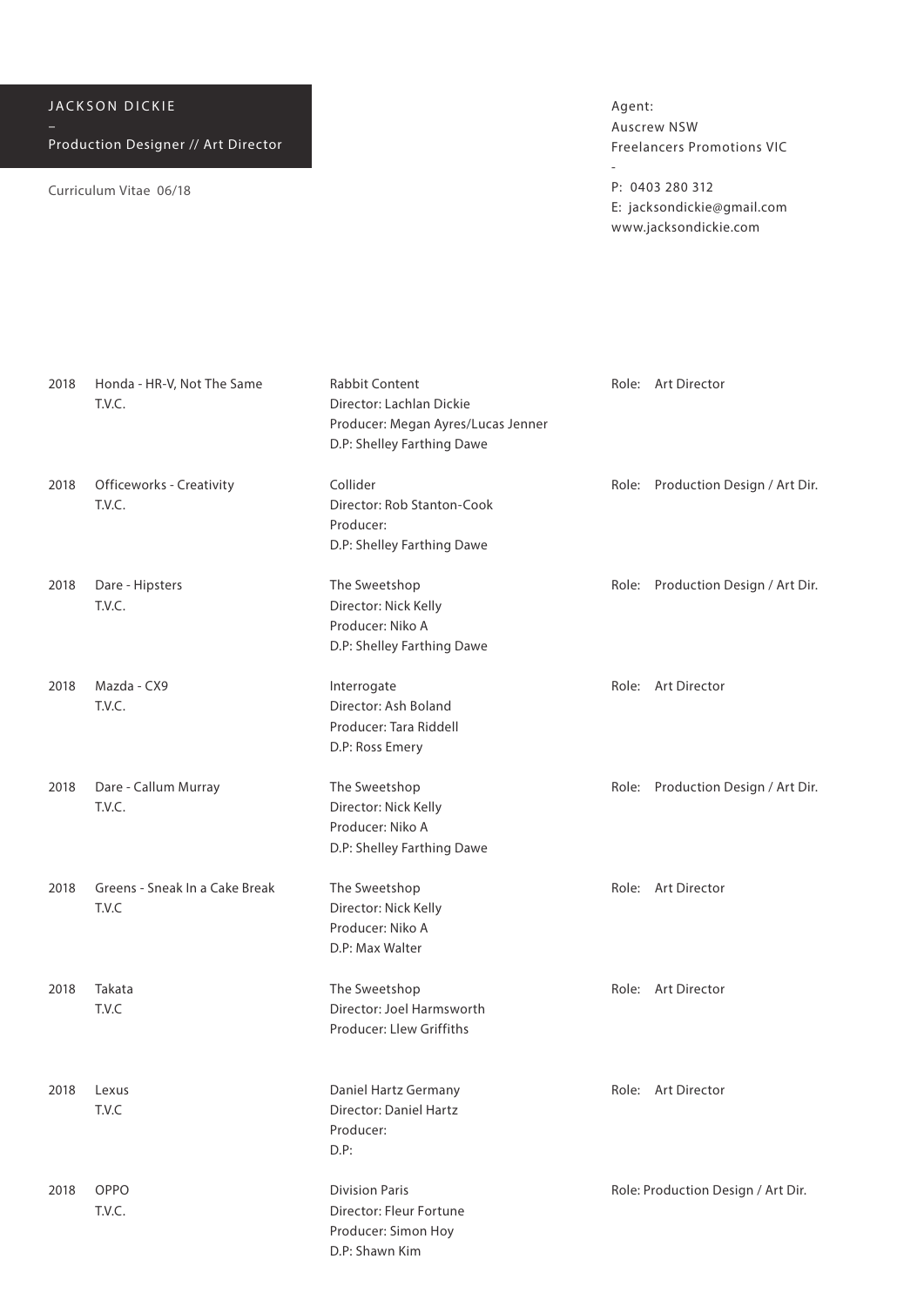# JACKSON DICKIE

–

Production Designer // Art Director

Curriculum Vitae 06/18

Agent:
Auscrew NSW
Freelancers Promotions VIC

-

P: 0403 280 312
E: jacksondickie@gmail.com
www.jacksondickie.com

| Year | Project | Production | Role |
|---|---|---|---|
| 2018 | Honda - HR-V, Not The Same<br>T.V.C. | Rabbit Content<br>Director: Lachlan Dickie<br>Producer: Megan Ayres/Lucas Jenner<br>D.P: Shelley Farthing Dawe | Role: Art Director |
| 2018 | Officeworks - Creativity<br>T.V.C. | Collider<br>Director: Rob Stanton-Cook<br>Producer:<br>D.P: Shelley Farthing Dawe | Role: Production Design / Art Dir. |
| 2018 | Dare - Hipsters<br>T.V.C. | The Sweetshop<br>Director: Nick Kelly<br>Producer: Niko A<br>D.P: Shelley Farthing Dawe | Role: Production Design / Art Dir. |
| 2018 | Mazda - CX9<br>T.V.C. | Interrogate<br>Director: Ash Boland<br>Producer: Tara Riddell<br>D.P: Ross Emery | Role: Art Director |
| 2018 | Dare - Callum Murray<br>T.V.C. | The Sweetshop<br>Director: Nick Kelly<br>Producer: Niko A<br>D.P: Shelley Farthing Dawe | Role: Production Design / Art Dir. |
| 2018 | Greens - Sneak In a Cake Break<br>T.V.C | The Sweetshop<br>Director: Nick Kelly<br>Producer: Niko A<br>D.P: Max Walter | Role: Art Director |
| 2018 | Takata<br>T.V.C | The Sweetshop<br>Director: Joel Harmsworth<br>Producer: Llew Griffiths | Role: Art Director |
| 2018 | Lexus<br>T.V.C | Daniel Hartz Germany<br>Director: Daniel Hartz<br>Producer:<br>D.P: | Role: Art Director |
| 2018 | OPPO<br>T.V.C. | Division Paris<br>Director: Fleur Fortune<br>Producer: Simon Hoy<br>D.P: Shawn Kim | Role: Production Design / Art Dir. |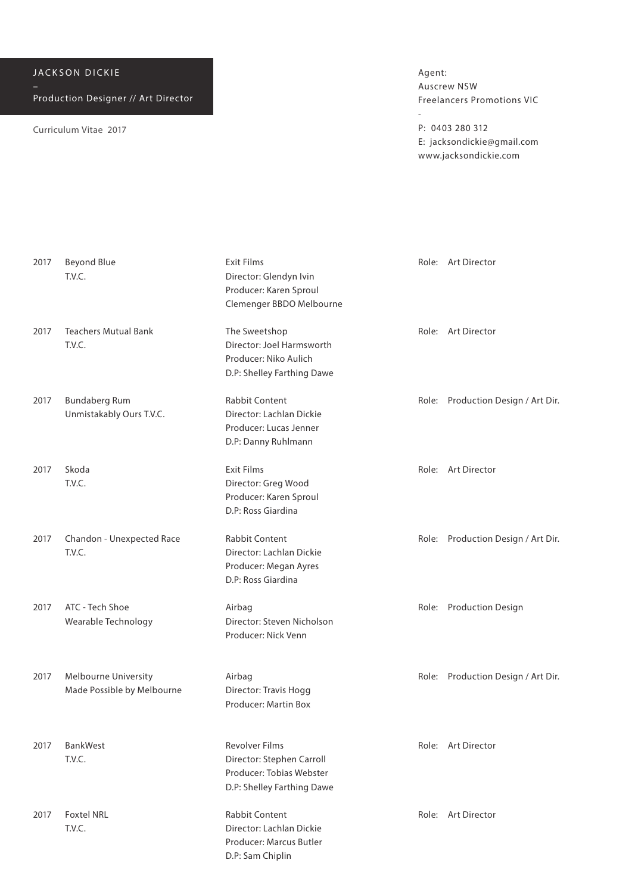JACKSON DICKIE

–

Production Designer // Art Director

Curriculum Vitae 2017

Agent:
Auscrew NSW
Freelancers Promotions VIC

-

P: 0403 280 312
E: jacksondickie@gmail.com
www.jacksondickie.com

| | | | |
|---|---|---|---|
| 2017 | Beyond Blue<br>T.V.C. | Exit Films<br>Director: Glendyn Ivin<br>Producer: Karen Sproul<br>Clemenger BBDO Melbourne | Role: Art Director |
| 2017 | Teachers Mutual Bank<br>T.V.C. | The Sweetshop<br>Director: Joel Harmsworth<br>Producer: Niko Aulich<br>D.P: Shelley Farthing Dawe | Role: Art Director |
| 2017 | Bundaberg Rum<br>Unmistakably Ours T.V.C. | Rabbit Content<br>Director: Lachlan Dickie<br>Producer: Lucas Jenner<br>D.P: Danny Ruhlmann | Role: Production Design / Art Dir. |
| 2017 | Skoda<br>T.V.C. | Exit Films<br>Director: Greg Wood<br>Producer: Karen Sproul<br>D.P: Ross Giardina | Role: Art Director |
| 2017 | Chandon - Unexpected Race<br>T.V.C. | Rabbit Content<br>Director: Lachlan Dickie<br>Producer: Megan Ayres<br>D.P: Ross Giardina | Role: Production Design / Art Dir. |
| 2017 | ATC - Tech Shoe<br>Wearable Technology | Airbag<br>Director: Steven Nicholson<br>Producer: Nick Venn | Role: Production Design |
| 2017 | Melbourne University<br>Made Possible by Melbourne | Airbag<br>Director: Travis Hogg<br>Producer: Martin Box | Role: Production Design / Art Dir. |
| 2017 | BankWest<br>T.V.C. | Revolver Films<br>Director: Stephen Carroll<br>Producer: Tobias Webster<br>D.P: Shelley Farthing Dawe | Role: Art Director |
| 2017 | Foxtel NRL<br>T.V.C. | Rabbit Content<br>Director: Lachlan Dickie<br>Producer: Marcus Butler<br>D.P: Sam Chiplin | Role: Art Director |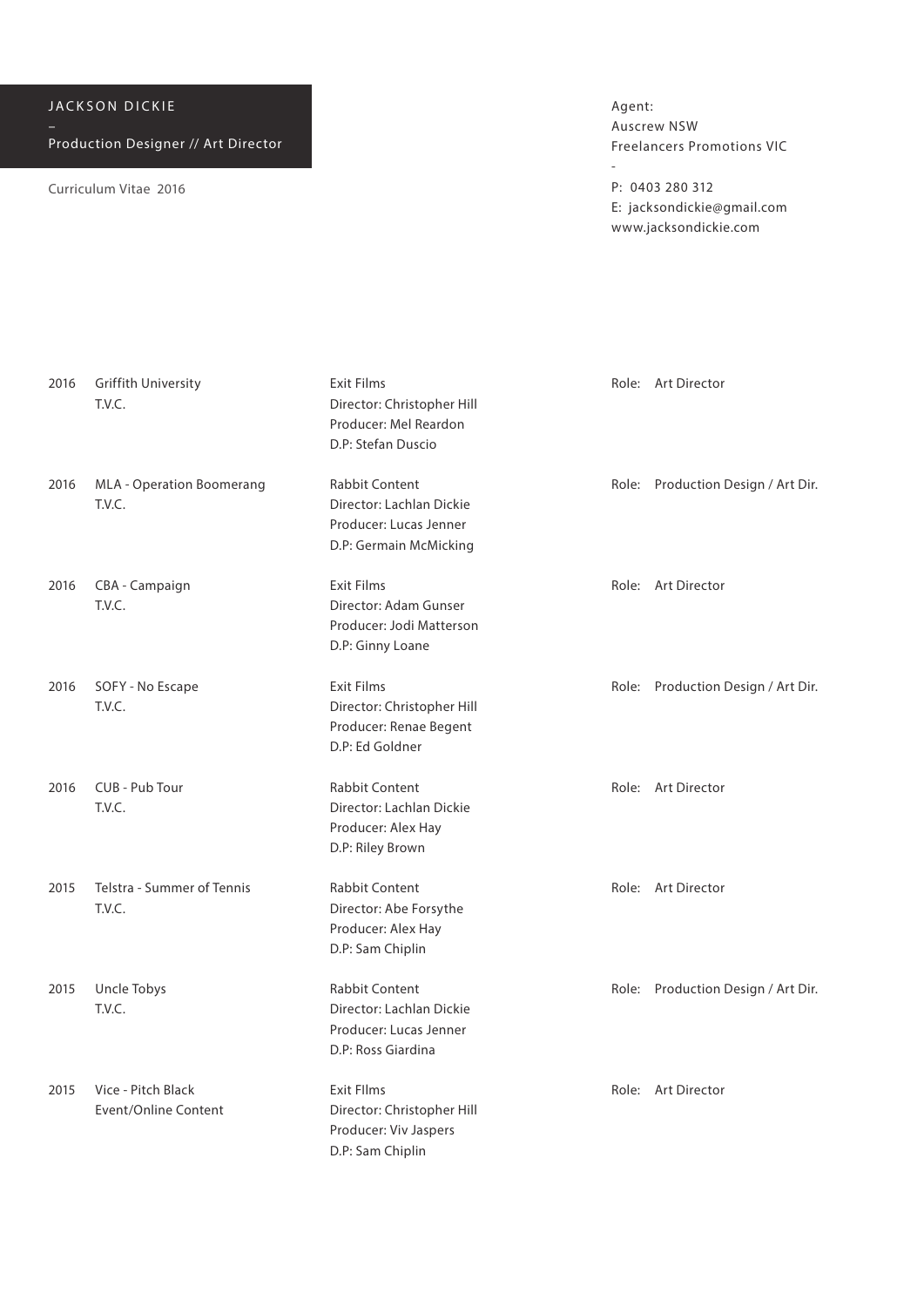JACKSON DICKIE

–

Production Designer // Art Director

Curriculum Vitae 2016

Agent:
Auscrew NSW
Freelancers Promotions VIC

-

P: 0403 280 312
E: jacksondickie@gmail.com
www.jacksondickie.com

| Year | Project | Production | Role |
|---|---|---|---|
| 2016 | Griffith University<br>T.V.C. | Exit Films<br>Director: Christopher Hill<br>Producer: Mel Reardon<br>D.P: Stefan Duscio | Role: Art Director |
| 2016 | MLA - Operation Boomerang<br>T.V.C. | Rabbit Content<br>Director: Lachlan Dickie<br>Producer: Lucas Jenner<br>D.P: Germain McMicking | Role: Production Design / Art Dir. |
| 2016 | CBA - Campaign<br>T.V.C. | Exit Films<br>Director: Adam Gunser<br>Producer: Jodi Matterson<br>D.P: Ginny Loane | Role: Art Director |
| 2016 | SOFY - No Escape<br>T.V.C. | Exit Films<br>Director: Christopher Hill<br>Producer: Renae Begent<br>D.P: Ed Goldner | Role: Production Design / Art Dir. |
| 2016 | CUB - Pub Tour<br>T.V.C. | Rabbit Content<br>Director: Lachlan Dickie<br>Producer: Alex Hay<br>D.P: Riley Brown | Role: Art Director |
| 2015 | Telstra - Summer of Tennis<br>T.V.C. | Rabbit Content<br>Director: Abe Forsythe<br>Producer: Alex Hay<br>D.P: Sam Chiplin | Role: Art Director |
| 2015 | Uncle Tobys<br>T.V.C. | Rabbit Content<br>Director: Lachlan Dickie<br>Producer: Lucas Jenner<br>D.P: Ross Giardina | Role: Production Design / Art Dir. |
| 2015 | Vice - Pitch Black<br>Event/Online Content | Exit FIlms<br>Director: Christopher Hill<br>Producer: Viv Jaspers<br>D.P: Sam Chiplin | Role: Art Director |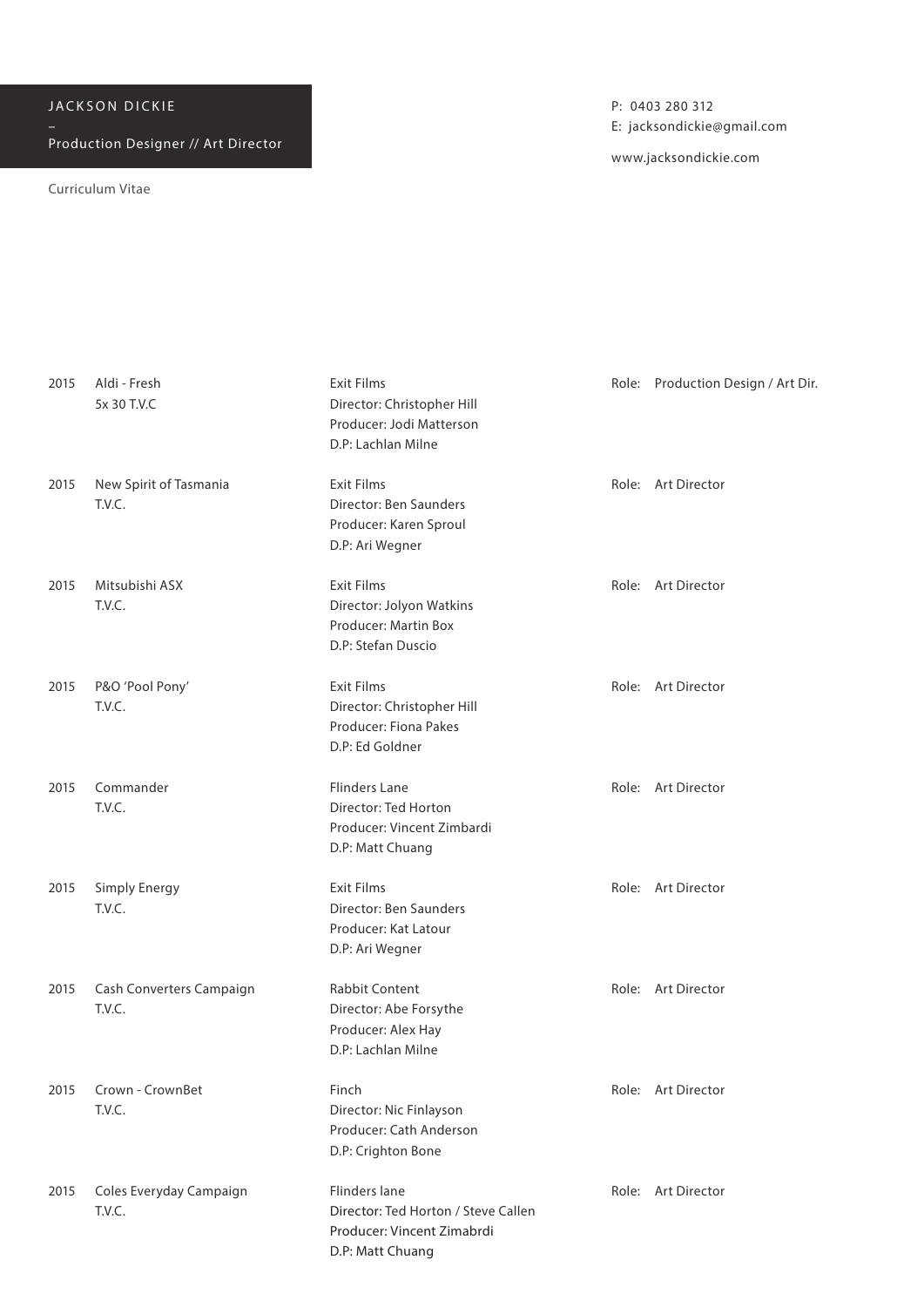JACKSON DICKIE

–

Production Designer // Art Director

Curriculum Vitae

P: 0403 280 312
E: jacksondickie@gmail.com

www.jacksondickie.com

| | | | |
|---|---|---|---|
| 2015 | Aldi - Fresh<br>5x 30 T.V.C | Exit Films<br>Director: Christopher Hill<br>Producer: Jodi Matterson<br>D.P: Lachlan Milne | Role: Production Design / Art Dir. |
| 2015 | New Spirit of Tasmania<br>T.V.C. | Exit Films<br>Director: Ben Saunders<br>Producer: Karen Sproul<br>D.P: Ari Wegner | Role: Art Director |
| 2015 | Mitsubishi ASX<br>T.V.C. | Exit Films<br>Director: Jolyon Watkins<br>Producer: Martin Box<br>D.P: Stefan Duscio | Role: Art Director |
| 2015 | P&O 'Pool Pony'<br>T.V.C. | Exit Films<br>Director: Christopher Hill<br>Producer: Fiona Pakes<br>D.P: Ed Goldner | Role: Art Director |
| 2015 | Commander<br>T.V.C. | Flinders Lane<br>Director: Ted Horton<br>Producer: Vincent Zimbardi<br>D.P: Matt Chuang | Role: Art Director |
| 2015 | Simply Energy<br>T.V.C. | Exit Films<br>Director: Ben Saunders<br>Producer: Kat Latour<br>D.P: Ari Wegner | Role: Art Director |
| 2015 | Cash Converters Campaign<br>T.V.C. | Rabbit Content<br>Director: Abe Forsythe<br>Producer: Alex Hay<br>D.P: Lachlan Milne | Role: Art Director |
| 2015 | Crown - CrownBet<br>T.V.C. | Finch<br>Director: Nic Finlayson<br>Producer: Cath Anderson<br>D.P: Crighton Bone | Role: Art Director |
| 2015 | Coles Everyday Campaign<br>T.V.C. | Flinders lane<br>Director: Ted Horton / Steve Callen<br>Producer: Vincent Zimabrdi<br>D.P: Matt Chuang | Role: Art Director |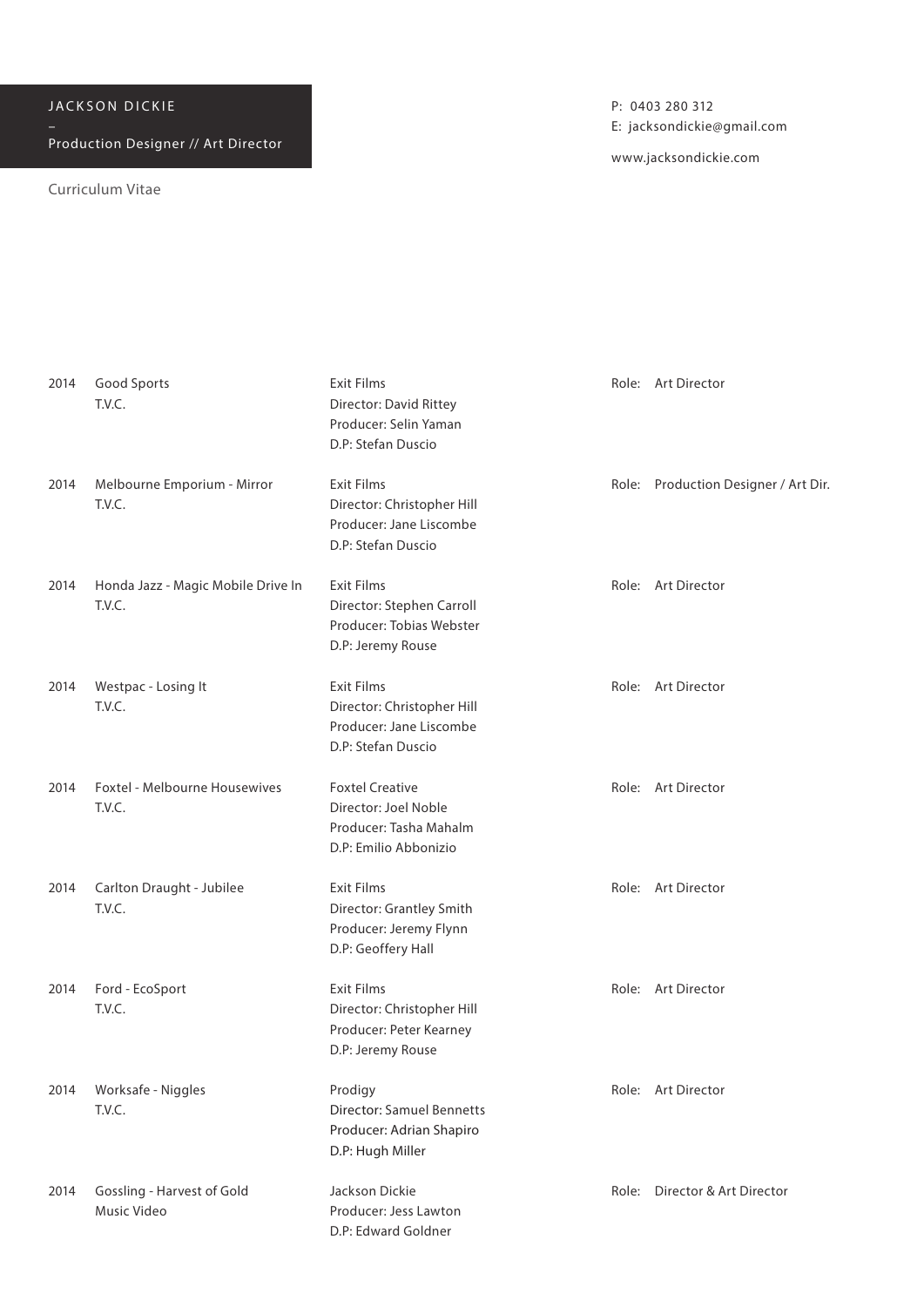JACKSON DICKIE

–

Production Designer // Art Director

Curriculum Vitae

P: 0403 280 312
E: jacksondickie@gmail.com

www.jacksondickie.com

| | | | |
|---|---|---|---|
| 2014 | Good Sports<br>T.V.C. | Exit Films<br>Director: David Rittey<br>Producer: Selin Yaman<br>D.P: Stefan Duscio | Role: Art Director |
| 2014 | Melbourne Emporium - Mirror<br>T.V.C. | Exit Films<br>Director: Christopher Hill<br>Producer: Jane Liscombe<br>D.P: Stefan Duscio | Role: Production Designer / Art Dir. |
| 2014 | Honda Jazz - Magic Mobile Drive In<br>T.V.C. | Exit Films<br>Director: Stephen Carroll<br>Producer: Tobias Webster<br>D.P: Jeremy Rouse | Role: Art Director |
| 2014 | Westpac - Losing It<br>T.V.C. | Exit Films<br>Director: Christopher Hill<br>Producer: Jane Liscombe<br>D.P: Stefan Duscio | Role: Art Director |
| 2014 | Foxtel - Melbourne Housewives<br>T.V.C. | Foxtel Creative<br>Director: Joel Noble<br>Producer: Tasha Mahalm<br>D.P: Emilio Abbonizio | Role: Art Director |
| 2014 | Carlton Draught - Jubilee<br>T.V.C. | Exit Films<br>Director: Grantley Smith<br>Producer: Jeremy Flynn<br>D.P: Geoffery Hall | Role: Art Director |
| 2014 | Ford - EcoSport<br>T.V.C. | Exit Films<br>Director: Christopher Hill<br>Producer: Peter Kearney<br>D.P: Jeremy Rouse | Role: Art Director |
| 2014 | Worksafe - Niggles<br>T.V.C. | Prodigy<br>Director: Samuel Bennetts<br>Producer: Adrian Shapiro<br>D.P: Hugh Miller | Role: Art Director |
| 2014 | Gossling - Harvest of Gold<br>Music Video | Jackson Dickie<br>Producer: Jess Lawton<br>D.P: Edward Goldner | Role: Director & Art Director |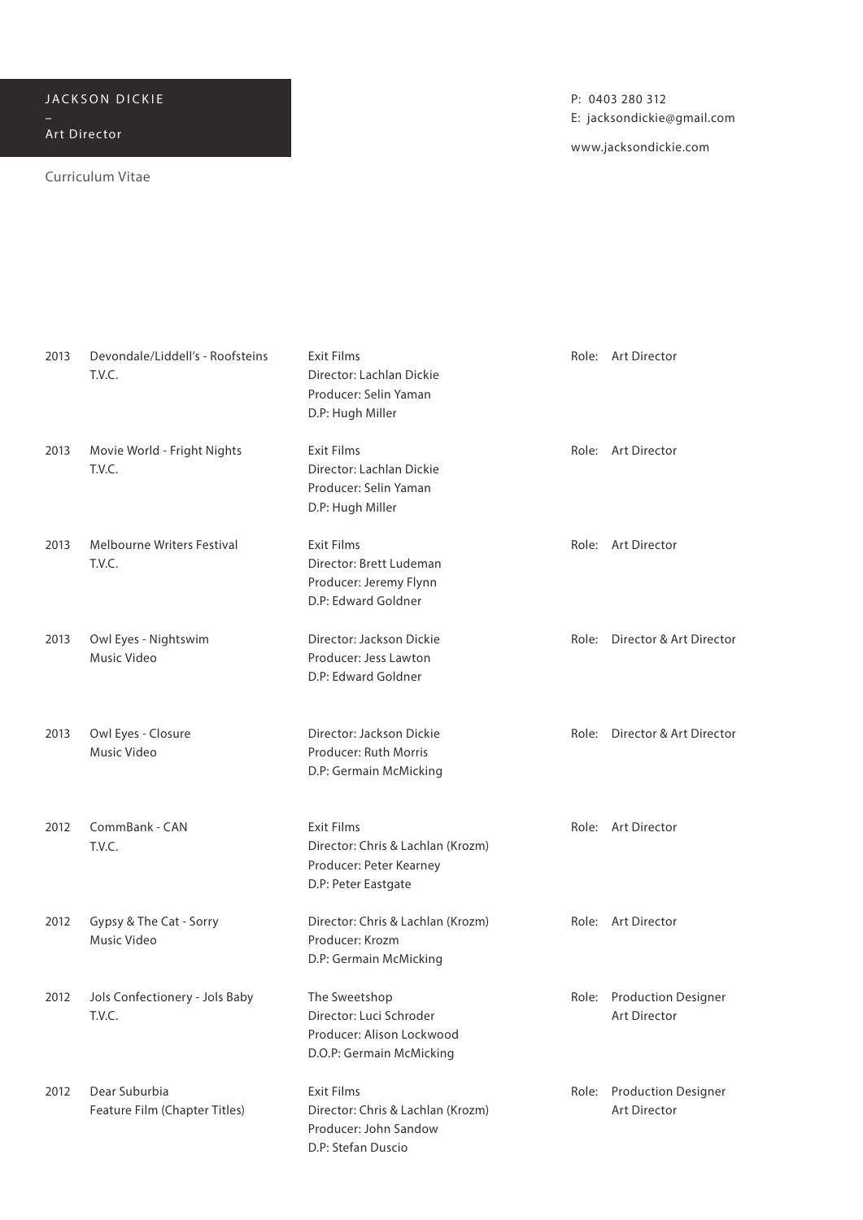JACKSON DICKIE

–

Art Director

Curriculum Vitae

P: 0403 280 312
E: jacksondickie@gmail.com

www.jacksondickie.com

| | | | |
|---|---|---|---|
| 2013 | Devondale/Liddell's - Roofsteins<br>T.V.C. | Exit Films<br>Director: Lachlan Dickie<br>Producer: Selin Yaman<br>D.P: Hugh Miller | Role: Art Director |
| 2013 | Movie World - Fright Nights<br>T.V.C. | Exit Films<br>Director: Lachlan Dickie<br>Producer: Selin Yaman<br>D.P: Hugh Miller | Role: Art Director |
| 2013 | Melbourne Writers Festival<br>T.V.C. | Exit Films<br>Director: Brett Ludeman<br>Producer: Jeremy Flynn<br>D.P: Edward Goldner | Role: Art Director |
| 2013 | Owl Eyes - Nightswim<br>Music Video | Director: Jackson Dickie<br>Producer: Jess Lawton<br>D.P: Edward Goldner | Role: Director & Art Director |
| 2013 | Owl Eyes - Closure<br>Music Video | Director: Jackson Dickie<br>Producer: Ruth Morris<br>D.P: Germain McMicking | Role: Director & Art Director |
| 2012 | CommBank - CAN<br>T.V.C. | Exit Films<br>Director: Chris & Lachlan (Krozm)<br>Producer: Peter Kearney<br>D.P: Peter Eastgate | Role: Art Director |
| 2012 | Gypsy & The Cat - Sorry<br>Music Video | Director: Chris & Lachlan (Krozm)<br>Producer: Krozm<br>D.P: Germain McMicking | Role: Art Director |
| 2012 | Jols Confectionery - Jols Baby<br>T.V.C. | The Sweetshop<br>Director: Luci Schroder<br>Producer: Alison Lockwood<br>D.O.P: Germain McMicking | Role: Production Designer<br>Art Director |
| 2012 | Dear Suburbia<br>Feature Film (Chapter Titles) | Exit Films<br>Director: Chris & Lachlan (Krozm)<br>Producer: John Sandow<br>D.P: Stefan Duscio | Role: Production Designer<br>Art Director |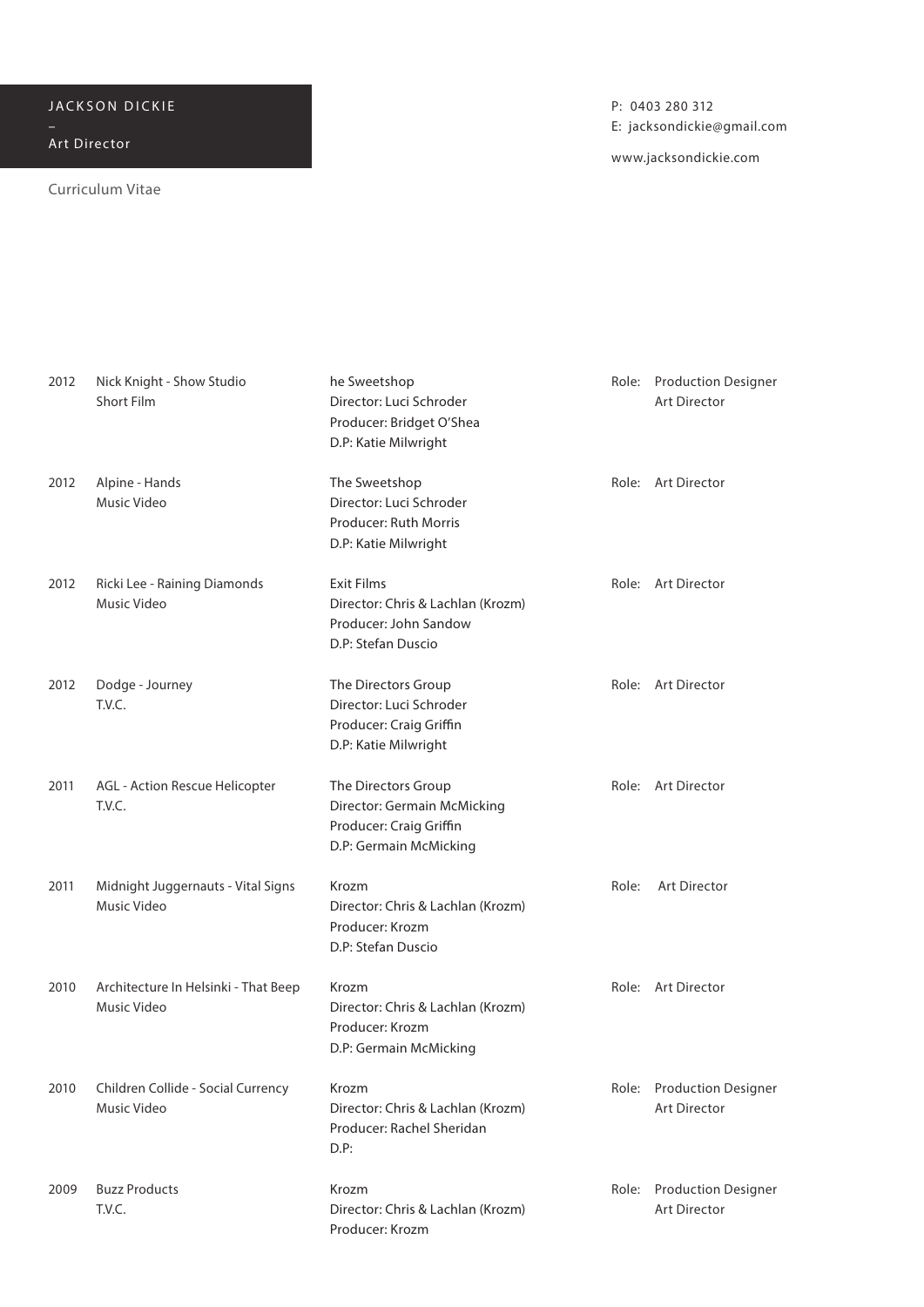JACKSON DICKIE
–
Art Director

Curriculum Vitae

P: 0403 280 312
E: jacksondickie@gmail.com

www.jacksondickie.com

| | | | |
|---|---|---|---|
| 2012 | Nick Knight - Show Studio<br>Short Film | he Sweetshop<br>Director: Luci Schroder<br>Producer: Bridget O'Shea<br>D.P: Katie Milwright | Role: Production Designer<br>Art Director |
| 2012 | Alpine - Hands<br>Music Video | The Sweetshop<br>Director: Luci Schroder<br>Producer: Ruth Morris<br>D.P: Katie Milwright | Role: Art Director |
| 2012 | Ricki Lee - Raining Diamonds<br>Music Video | Exit Films<br>Director: Chris & Lachlan (Krozm)<br>Producer: John Sandow<br>D.P: Stefan Duscio | Role: Art Director |
| 2012 | Dodge - Journey<br>T.V.C. | The Directors Group<br>Director: Luci Schroder<br>Producer: Craig Griffin<br>D.P: Katie Milwright | Role: Art Director |
| 2011 | AGL - Action Rescue Helicopter<br>T.V.C. | The Directors Group<br>Director: Germain McMicking<br>Producer: Craig Griffin<br>D.P: Germain McMicking | Role: Art Director |
| 2011 | Midnight Juggernauts - Vital Signs<br>Music Video | Krozm<br>Director: Chris & Lachlan (Krozm)<br>Producer: Krozm<br>D.P: Stefan Duscio | Role: Art Director |
| 2010 | Architecture In Helsinki - That Beep<br>Music Video | Krozm<br>Director: Chris & Lachlan (Krozm)<br>Producer: Krozm<br>D.P: Germain McMicking | Role: Art Director |
| 2010 | Children Collide - Social Currency<br>Music Video | Krozm<br>Director: Chris & Lachlan (Krozm)<br>Producer: Rachel Sheridan<br>D.P: | Role: Production Designer<br>Art Director |
| 2009 | Buzz Products<br>T.V.C. | Krozm<br>Director: Chris & Lachlan (Krozm)<br>Producer: Krozm | Role: Production Designer<br>Art Director |